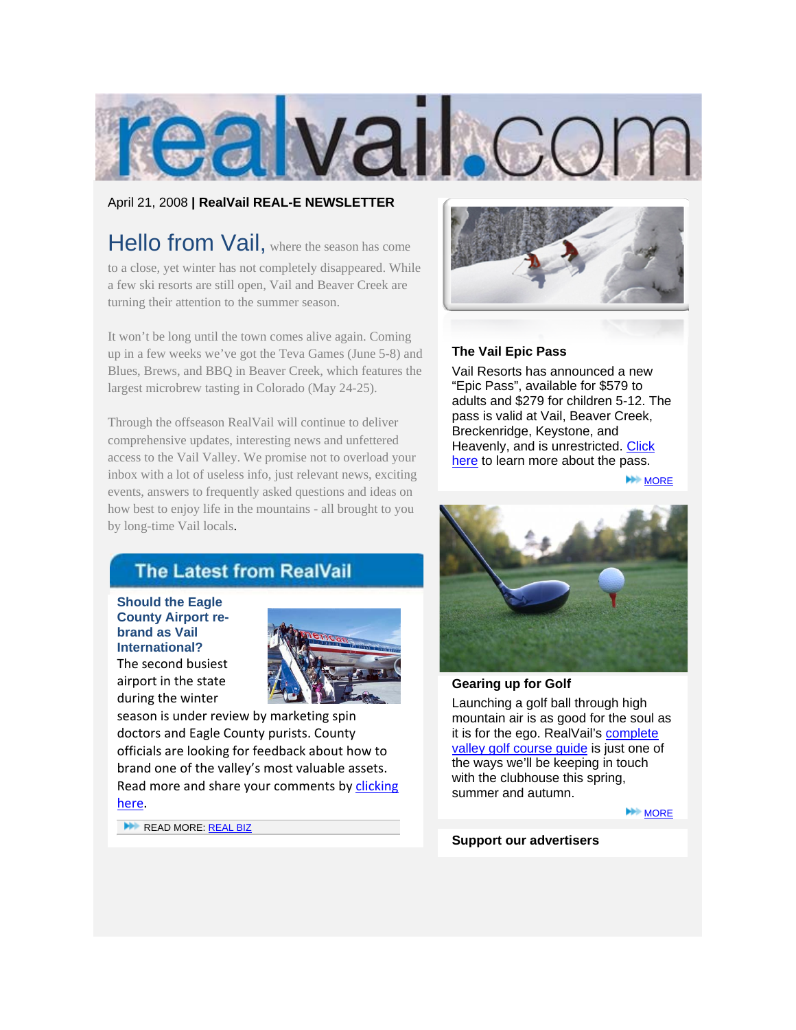# realvail.com

April 21, 2008 **| RealVail REAL-E NEWSLETTER**

## Hello from Vail,

where the season has come to a close, yet winter has not completely disappeared. While a few ski resorts are still open, Vail and Beaver Creek are turning their attention to the summer season.

It won't be long until the town comes alive again. Coming up in a few weeks we've got the Teva Games (June 5-8) and Blues, Brews, and BBQ in Beaver Creek, which features the largest microbrew tasting in Colorado (May 24-25).

Through the offseason RealVail will continue to deliver comprehensive updates, interesting news and unfettered access to the Vail Valley. We promise not to overload your inbox with a lot of useless info, just relevant news, exciting events, answers to frequently asked questions and ideas on how best to enjoy life in the mountains - all brought to you by long-time Vail locals.

## The Latest from RealVail

### Should the Eagle County Airport re-brand as Vail International?

The second busiest airport in the state during the winter season is under review by marketing spin doctors and Eagle County purists. County officials are looking for feedback about how to brand one of the valley's most valuable assets. Read more and share your comments by clicking here.

READ MORE: REAL BIZ

### The Vail Epic Pass

Vail Resorts has announced a new "Epic Pass", available for $579 to adults and $279 for children 5-12. The pass is valid at Vail, Beaver Creek, Breckenridge, Keystone, and Heavenly, and is unrestricted. Click here to learn more about the pass.

MORE

### Gearing up for Golf

Launching a golf ball through high mountain air is as good for the soul as it is for the ego. RealVail's complete valley golf course guide is just one of the ways we'll be keeping in touch with the clubhouse this spring, summer and autumn.

MORE

### Support our advertisers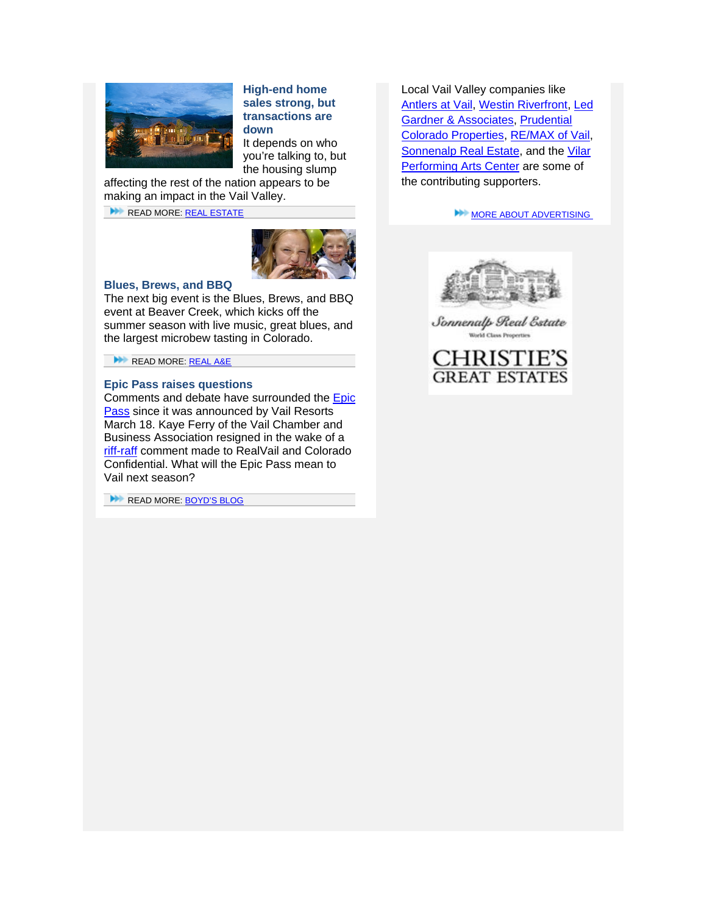### High-end home sales strong, but transactions are down

It depends on who you're talking to, but the housing slump affecting the rest of the nation appears to be making an impact in the Vail Valley.

READ MORE: REAL ESTATE

### Blues, Brews, and BBQ

The next big event is the Blues, Brews, and BBQ event at Beaver Creek, which kicks off the summer season with live music, great blues, and the largest microbew tasting in Colorado.

READ MORE: REAL A&E

### Epic Pass raises questions

Comments and debate have surrounded the Epic Pass since it was announced by Vail Resorts March 18. Kaye Ferry of the Vail Chamber and Business Association resigned in the wake of a riff-raff comment made to RealVail and Colorado Confidential. What will the Epic Pass mean to Vail next season?

READ MORE: BOYD'S BLOG

Local Vail Valley companies like Antlers at Vail, Westin Riverfront, Led Gardner & Associates, Prudential Colorado Properties, RE/MAX of Vail, Sonnenalp Real Estate, and the Vilar Performing Arts Center are some of the contributing supporters.

MORE ABOUT ADVERTISING

Sonnenalp Real Estate
World Class Properties

CHRISTIE'S GREAT ESTATES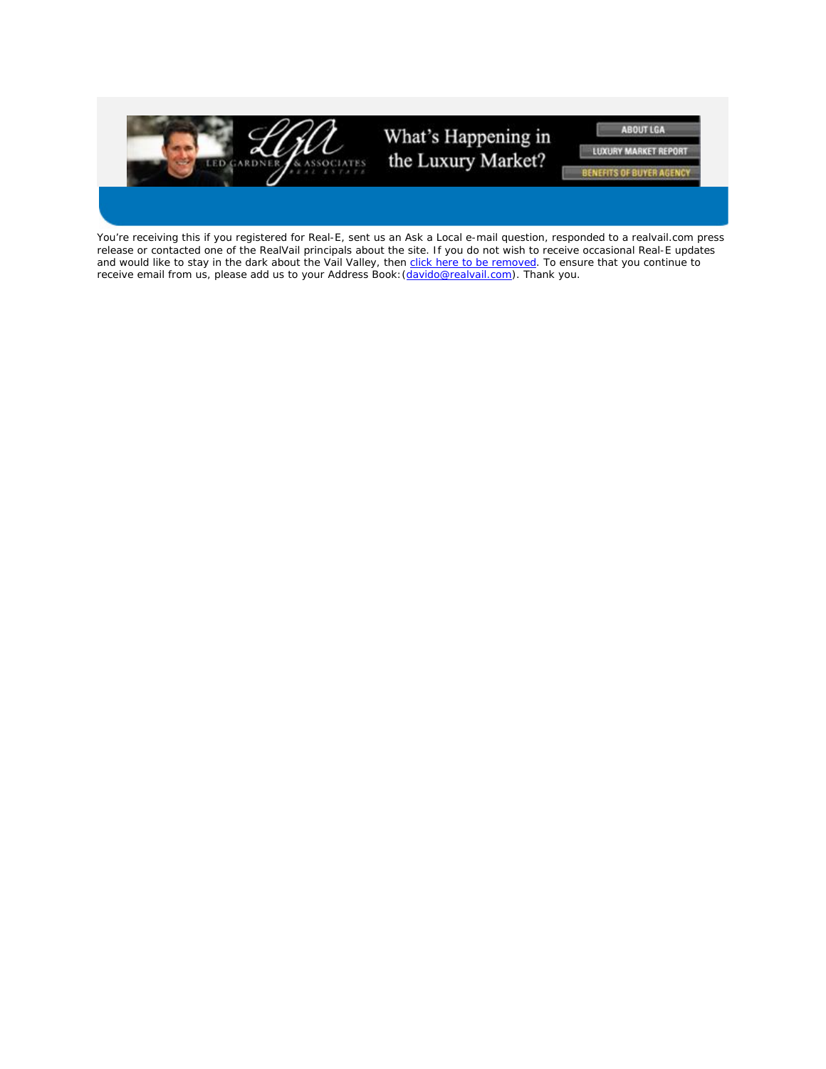You're receiving this if you registered for Real-E, sent us an Ask a Local e-mail question, responded to a realvail.com press release or contacted one of the RealVail principals about the site. If you do not wish to receive occasional Real-E updates and would like to stay in the dark about the Vail Valley, then click here to be removed. To ensure that you continue to receive email from us, please add us to your Address Book:(davido@realvail.com). Thank you.